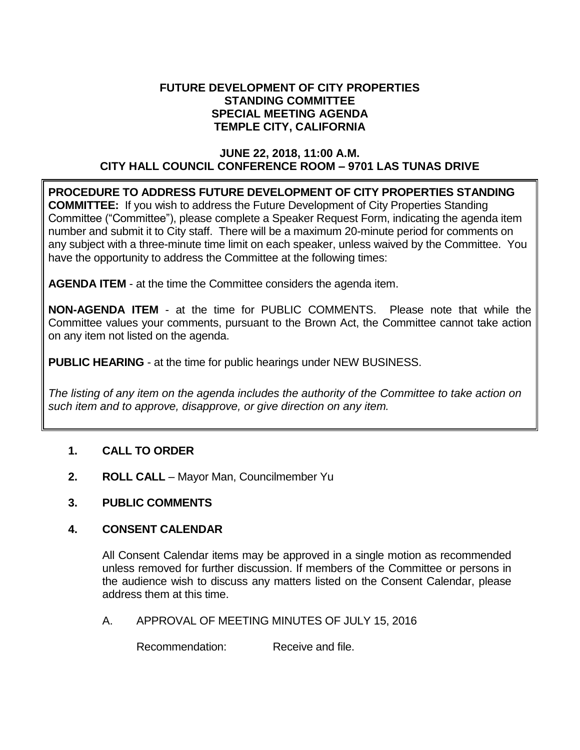# FUTURE DEVELOPMENT OF CITY PROPERTIES STANDING COMMITTEE SPECIAL MEETING AGENDA TEMPLE CITY, CALIFORNIA

## JUNE 22, 2018, 11:00 A.M. CITY HALL COUNCIL CONFERENCE ROOM – 9701 LAS TUNAS DRIVE

**PROCEDURE TO ADDRESS FUTURE DEVELOPMENT OF CITY PROPERTIES STANDING COMMITTEE:** If you wish to address the Future Development of City Properties Standing Committee ("Committee"), please complete a Speaker Request Form, indicating the agenda item number and submit it to City staff. There will be a maximum 20-minute period for comments on any subject with a three-minute time limit on each speaker, unless waived by the Committee. You have the opportunity to address the Committee at the following times:

**AGENDA ITEM** - at the time the Committee considers the agenda item.

**NON-AGENDA ITEM** - at the time for PUBLIC COMMENTS. Please note that while the Committee values your comments, pursuant to the Brown Act, the Committee cannot take action on any item not listed on the agenda.

**PUBLIC HEARING** - at the time for public hearings under NEW BUSINESS.

*The listing of any item on the agenda includes the authority of the Committee to take action on such item and to approve, disapprove, or give direction on any item.*

**1. CALL TO ORDER**

**2. ROLL CALL** – Mayor Man, Councilmember Yu

**3. PUBLIC COMMENTS**

**4. CONSENT CALENDAR**

All Consent Calendar items may be approved in a single motion as recommended unless removed for further discussion. If members of the Committee or persons in the audience wish to discuss any matters listed on the Consent Calendar, please address them at this time.

A. APPROVAL OF MEETING MINUTES OF JULY 15, 2016

Recommendation: Receive and file.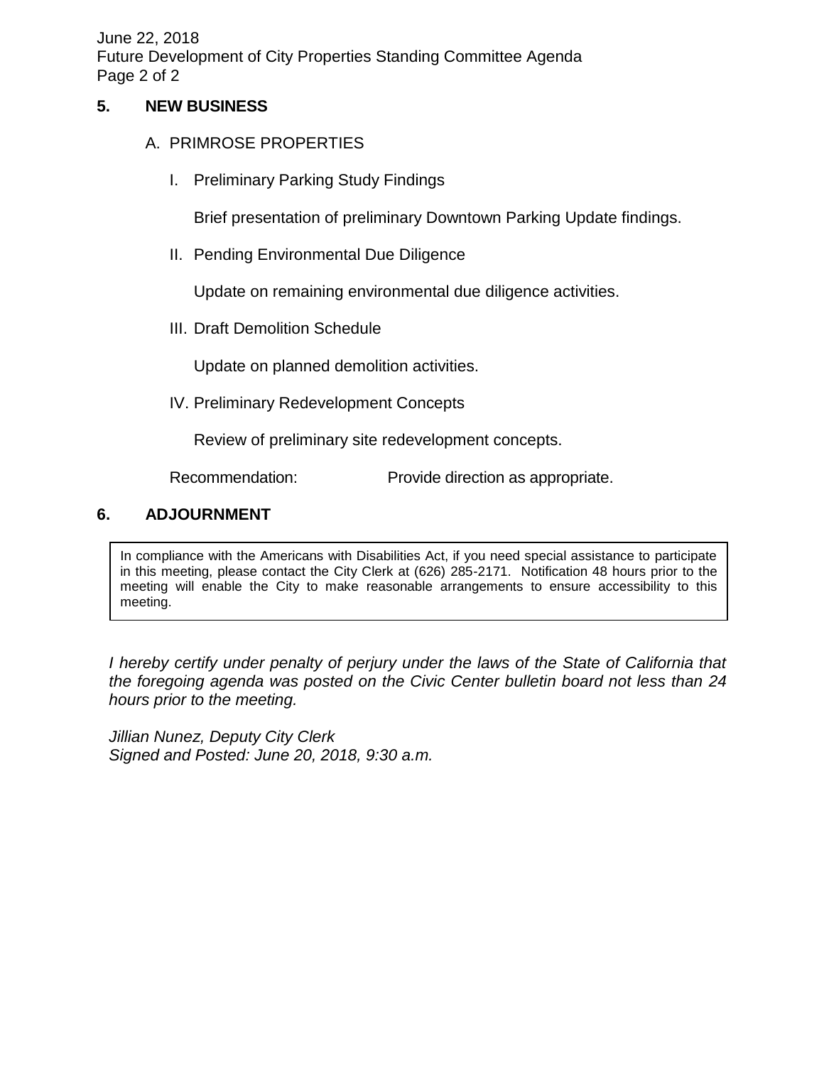## 5. NEW BUSINESS

A. PRIMROSE PROPERTIES

I. Preliminary Parking Study Findings

Brief presentation of preliminary Downtown Parking Update findings.

II. Pending Environmental Due Diligence

Update on remaining environmental due diligence activities.

III. Draft Demolition Schedule

Update on planned demolition activities.

IV. Preliminary Redevelopment Concepts

Review of preliminary site redevelopment concepts.

Recommendation: Provide direction as appropriate.

## 6. ADJOURNMENT

In compliance with the Americans with Disabilities Act, if you need special assistance to participate in this meeting, please contact the City Clerk at (626) 285-2171. Notification 48 hours prior to the meeting will enable the City to make reasonable arrangements to ensure accessibility to this meeting.

*I hereby certify under penalty of perjury under the laws of the State of California that the foregoing agenda was posted on the Civic Center bulletin board not less than 24 hours prior to the meeting.*

*Jillian Nunez, Deputy City Clerk*
*Signed and Posted: June 20, 2018, 9:30 a.m.*